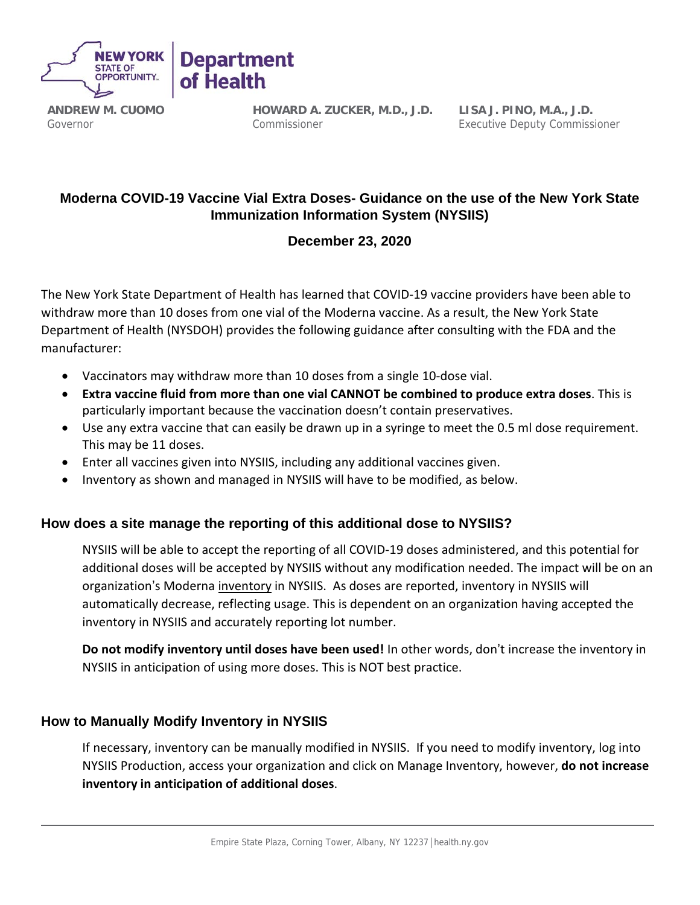**NEW YORK STATE OF OPPORTUNITY** | **Department of Health**

**ANDREW M. CUOMO**
Governor

**HOWARD A. ZUCKER, M.D., J.D.**
Commissioner

**LISA J. PINO, M.A., J.D.**
Executive Deputy Commissioner

# Moderna COVID-19 Vaccine Vial Extra Doses- Guidance on the use of the New York State Immunization Information System (NYSIIS)

**December 23, 2020**

The New York State Department of Health has learned that COVID-19 vaccine providers have been able to withdraw more than 10 doses from one vial of the Moderna vaccine. As a result, the New York State Department of Health (NYSDOH) provides the following guidance after consulting with the FDA and the manufacturer:

- Vaccinators may withdraw more than 10 doses from a single 10-dose vial.
- **Extra vaccine fluid from more than one vial CANNOT be combined to produce extra doses**. This is particularly important because the vaccination doesn't contain preservatives.
- Use any extra vaccine that can easily be drawn up in a syringe to meet the 0.5 ml dose requirement. This may be 11 doses.
- Enter all vaccines given into NYSIIS, including any additional vaccines given.
- Inventory as shown and managed in NYSIIS will have to be modified, as below.

## How does a site manage the reporting of this additional dose to NYSIIS?

NYSIIS will be able to accept the reporting of all COVID-19 doses administered, and this potential for additional doses will be accepted by NYSIIS without any modification needed. The impact will be on an organization's Moderna inventory in NYSIIS. As doses are reported, inventory in NYSIIS will automatically decrease, reflecting usage. This is dependent on an organization having accepted the inventory in NYSIIS and accurately reporting lot number.

**Do not modify inventory until doses have been used!** In other words, don't increase the inventory in NYSIIS in anticipation of using more doses. This is NOT best practice.

## How to Manually Modify Inventory in NYSIIS

If necessary, inventory can be manually modified in NYSIIS. If you need to modify inventory, log into NYSIIS Production, access your organization and click on Manage Inventory, however, **do not increase inventory in anticipation of additional doses**.

Empire State Plaza, Corning Tower, Albany, NY 12237 | health.ny.gov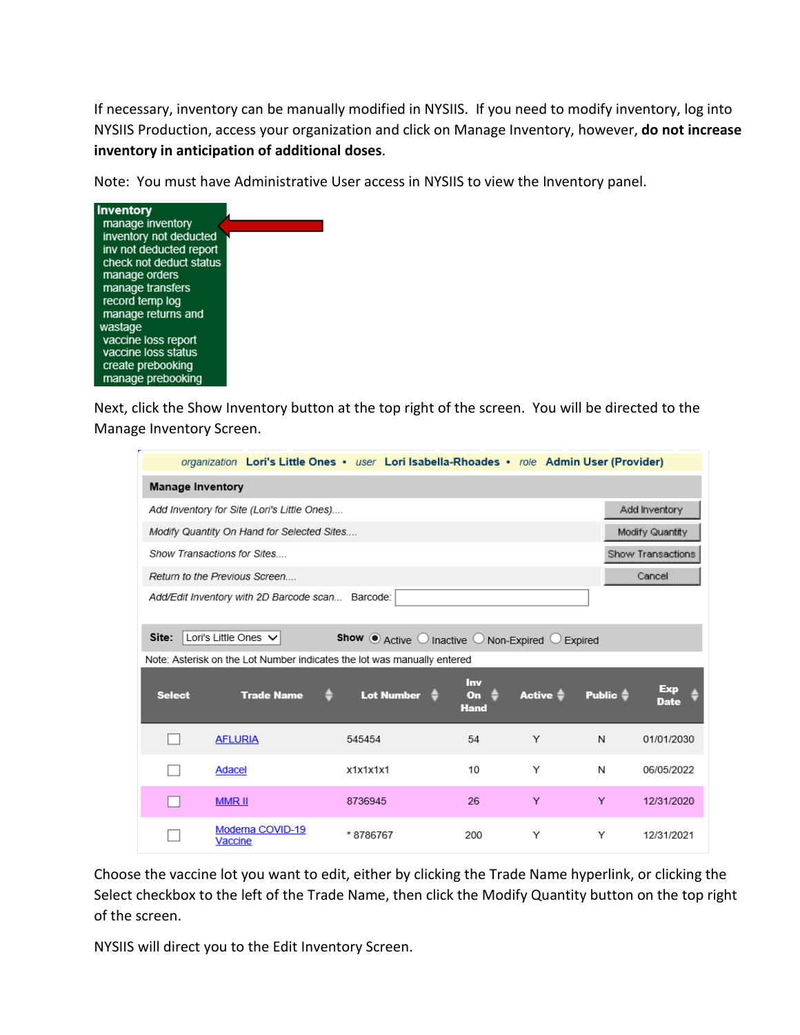If necessary, inventory can be manually modified in NYSIIS. If you need to modify inventory, log into NYSIIS Production, access your organization and click on Manage Inventory, however, **do not increase inventory in anticipation of additional doses**.

Note: You must have Administrative User access in NYSIIS to view the Inventory panel.

**Inventory**
- manage inventory
- inventory not deducted
- inv not deducted report
- check not deduct status
- manage orders
- manage transfers
- record temp log
- manage returns and wastage
- vaccine loss report
- vaccine loss status
- create prebooking
- manage prebooking

Next, click the Show Inventory button at the top right of the screen. You will be directed to the Manage Inventory Screen.

*organization* **Lori's Little Ones** • *user* **Lori Isabella-Rhoades** • *role* **Admin User (Provider)**

**Manage Inventory**

| | |
|---|---|
| *Add Inventory for Site (Lori's Little Ones)....* | Add Inventory |
| *Modify Quantity On Hand for Selected Sites....* | Modify Quantity |
| *Show Transactions for Sites....* | Show Transactions |
| *Return to the Previous Screen....* | Cancel |
| *Add/Edit Inventory with 2D Barcode scan...* Barcode: | |

**Site:** Lori's Little Ones **Show** ◉ Active ○ Inactive ○ Non-Expired ○ Expired

Note: Asterisk on the Lot Number indicates the lot was manually entered

| Select | Trade Name | Lot Number | Inv On Hand | Active | Public | Exp Date |
|---|---|---|---|---|---|---|
| ☐ | AFLURIA | 545454 | 54 | Y | N | 01/01/2030 |
| ☐ | Adacel | x1x1x1x1 | 10 | Y | N | 06/05/2022 |
| ☐ | MMR II | 8736945 | 26 | Y | Y | 12/31/2020 |
| ☐ | Moderna COVID-19 Vaccine | * 8786767 | 200 | Y | Y | 12/31/2021 |

Choose the vaccine lot you want to edit, either by clicking the Trade Name hyperlink, or clicking the Select checkbox to the left of the Trade Name, then click the Modify Quantity button on the top right of the screen.

NYSIIS will direct you to the Edit Inventory Screen.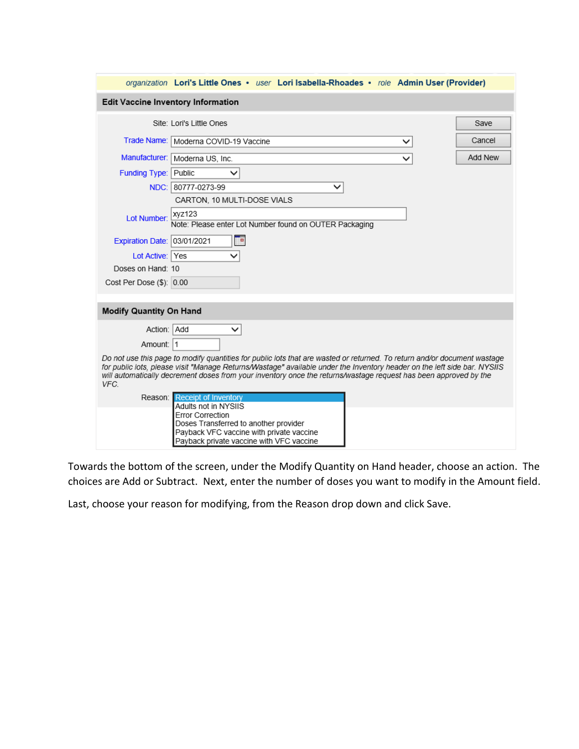organization **Lori's Little Ones** • user **Lori Isabella-Rhoades** • role **Admin User (Provider)**

**Edit Vaccine Inventory Information**

Site: Lori's Little Ones

Trade Name: Moderna COVID-19 Vaccine

Manufacturer: Moderna US, Inc.

Funding Type: Public

NDC: 80777-0273-99

CARTON, 10 MULTI-DOSE VIALS

Lot Number: xyz123

Note: Please enter Lot Number found on OUTER Packaging

Expiration Date: 03/01/2021

Lot Active: Yes

Doses on Hand: 10

Cost Per Dose ($): 0.00

Save | Cancel | Add New

**Modify Quantity On Hand**

Action: Add

Amount: 1

*Do not use this page to modify quantities for public lots that are wasted or returned. To return and/or document wastage for public lots, please visit "Manage Returns/Wastage" available under the Inventory header on the left side bar. NYSIIS will automatically decrement doses from your inventory once the returns/wastage request has been approved by the VFC.*

Reason:
- Receipt of Inventory
- Adults not in NYSIIS
- Error Correction
- Doses Transferred to another provider
- Payback VFC vaccine with private vaccine
- Payback private vaccine with VFC vaccine

Towards the bottom of the screen, under the Modify Quantity on Hand header, choose an action. The choices are Add or Subtract. Next, enter the number of doses you want to modify in the Amount field.

Last, choose your reason for modifying, from the Reason drop down and click Save.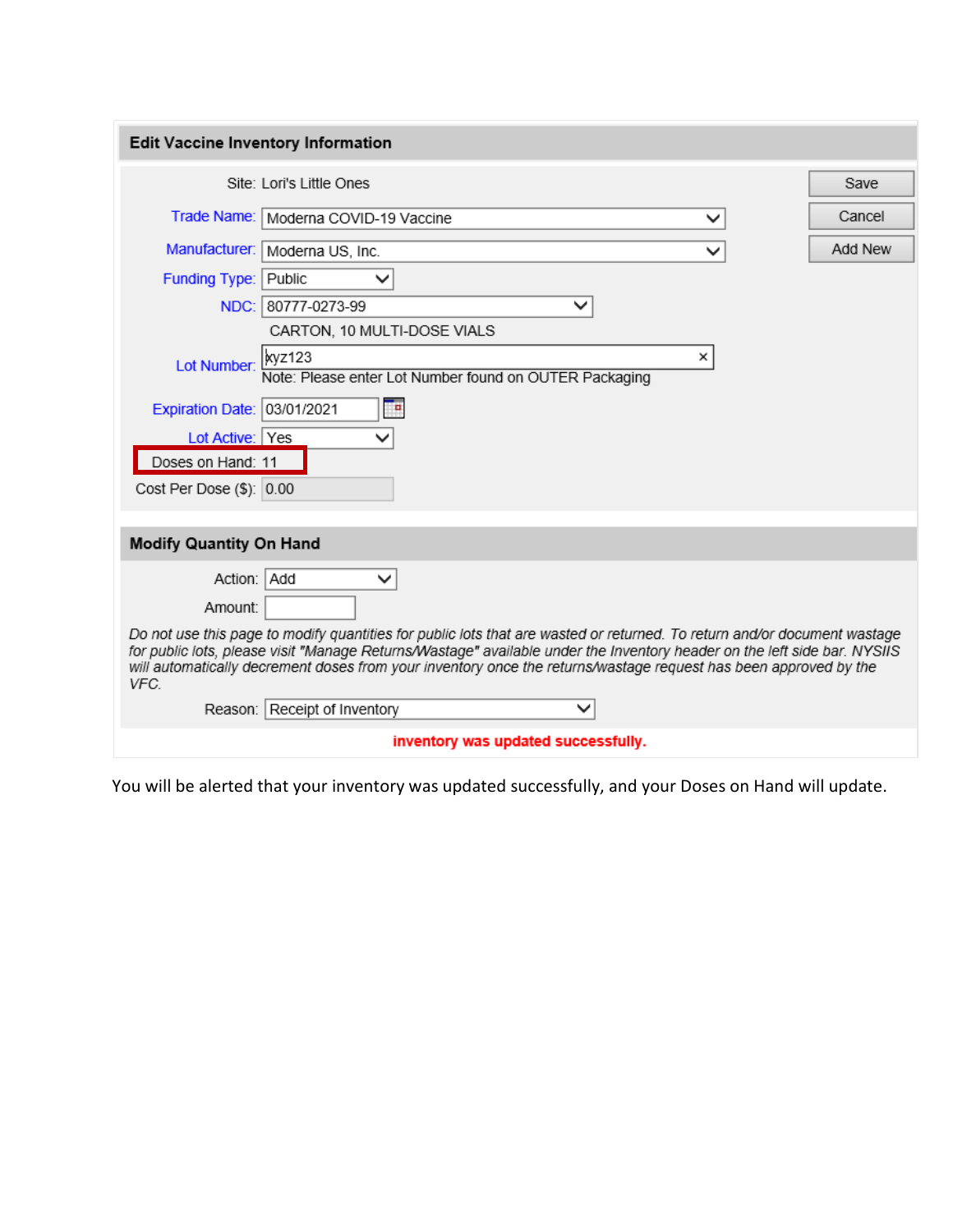## Edit Vaccine Inventory Information

Site: Lori's Little Ones

Trade Name: Moderna COVID-19 Vaccine

Manufacturer: Moderna US, Inc.

Funding Type: Public

NDC: 80777-0273-99

CARTON, 10 MULTI-DOSE VIALS

Lot Number: xyz123

Note: Please enter Lot Number found on OUTER Packaging

Expiration Date: 03/01/2021

Lot Active: Yes

Doses on Hand: 11

Cost Per Dose ($): 0.00

Save

Cancel

Add New

## Modify Quantity On Hand

Action: Add

Amount:

*Do not use this page to modify quantities for public lots that are wasted or returned. To return and/or document wastage for public lots, please visit "Manage Returns/Wastage" available under the Inventory header on the left side bar. NYSIIS will automatically decrement doses from your inventory once the returns/wastage request has been approved by the VFC.*

Reason: Receipt of Inventory

**inventory was updated successfully.**

You will be alerted that your inventory was updated successfully, and your Doses on Hand will update.